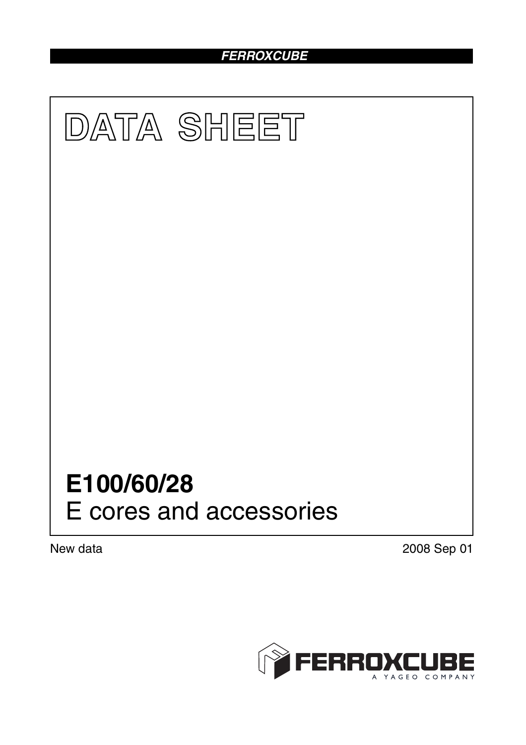**FERROXCUBE**

# DATA SHEET

## E100/60/28
E cores and accessories

New data

2008 Sep 01

FERROXCUBE
A YAGEO COMPANY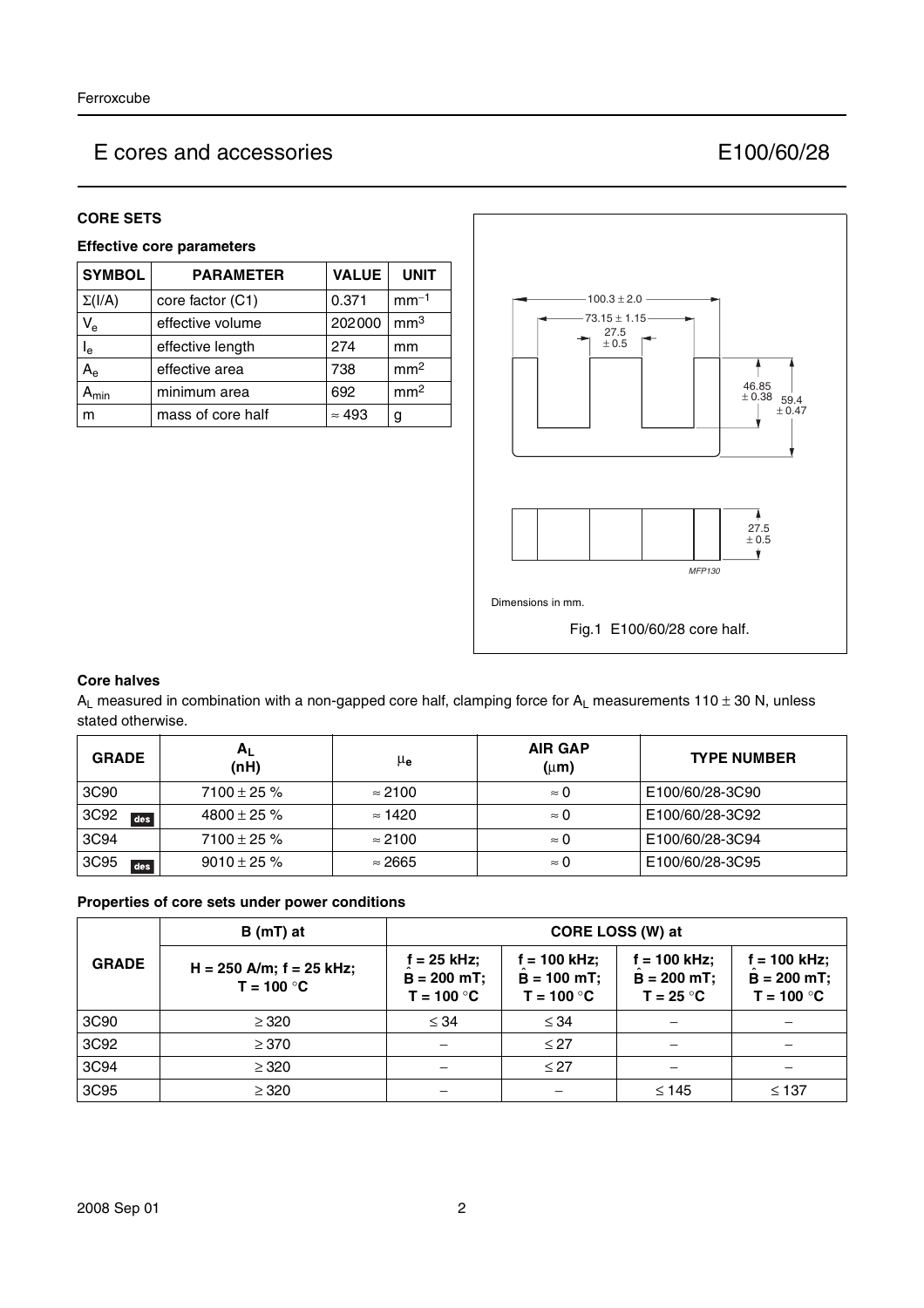# E cores and accessories — E100/60/28

## CORE SETS

### Effective core parameters

| SYMBOL | PARAMETER | VALUE | UNIT |
|---|---|---|---|
| $\Sigma(I/A)$ | core factor (C1) | 0.371 | $mm^{-1}$ |
| $V_e$ | effective volume | 202000 | $mm^3$ |
| $I_e$ | effective length | 274 | mm |
| $A_e$ | effective area | 738 | $mm^2$ |
| $A_{min}$ | minimum area | 692 | $mm^2$ |
| m | mass of core half | ≈ 493 | g |

Dimensions in mm.

Fig.1 E100/60/28 core half.

### Core halves

$A_L$ measured in combination with a non-gapped core half, clamping force for $A_L$ measurements 110 ± 30 N, unless stated otherwise.

| GRADE | $A_L$ (nH) | $\mu_e$ | AIR GAP (μm) | TYPE NUMBER |
|---|---|---|---|---|
| 3C90 | 7100 ± 25 % | ≈ 2100 | ≈ 0 | E100/60/28-3C90 |
| 3C92 des | 4800 ± 25 % | ≈ 1420 | ≈ 0 | E100/60/28-3C92 |
| 3C94 | 7100 ± 25 % | ≈ 2100 | ≈ 0 | E100/60/28-3C94 |
| 3C95 des | 9010 ± 25 % | ≈ 2665 | ≈ 0 | E100/60/28-3C95 |

### Properties of core sets under power conditions

| GRADE | B (mT) at | CORE LOSS (W) at | | | |
|---|---|---|---|---|---|
| | H = 250 A/m; f = 25 kHz; T = 100 °C | f = 25 kHz; $\hat{B}$ = 200 mT; T = 100 °C | f = 100 kHz; $\hat{B}$ = 100 mT; T = 100 °C | f = 100 kHz; $\hat{B}$ = 200 mT; T = 25 °C | f = 100 kHz; $\hat{B}$ = 200 mT; T = 100 °C |
| 3C90 | ≥ 320 | ≤ 34 | ≤ 34 | − | − |
| 3C92 | ≥ 370 | − | ≤ 27 | − | − |
| 3C94 | ≥ 320 | − | ≤ 27 | − | − |
| 3C95 | ≥ 320 | − | − | ≤ 145 | ≤ 137 |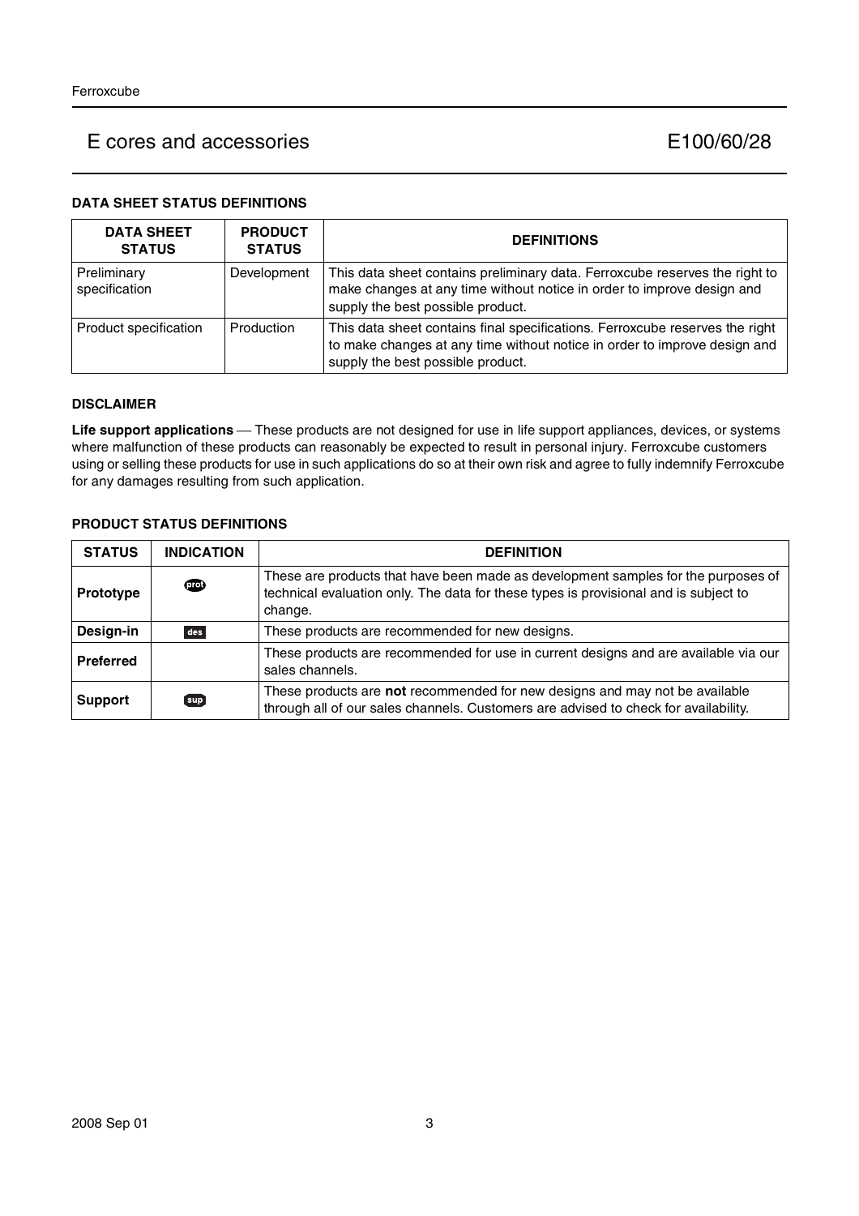## DATA SHEET STATUS DEFINITIONS

| DATA SHEET STATUS | PRODUCT STATUS | DEFINITIONS |
|---|---|---|
| Preliminary specification | Development | This data sheet contains preliminary data. Ferroxcube reserves the right to make changes at any time without notice in order to improve design and supply the best possible product. |
| Product specification | Production | This data sheet contains final specifications. Ferroxcube reserves the right to make changes at any time without notice in order to improve design and supply the best possible product. |

## DISCLAIMER

**Life support applications** — These products are not designed for use in life support appliances, devices, or systems where malfunction of these products can reasonably be expected to result in personal injury. Ferroxcube customers using or selling these products for use in such applications do so at their own risk and agree to fully indemnify Ferroxcube for any damages resulting from such application.

## PRODUCT STATUS DEFINITIONS

| STATUS | INDICATION | DEFINITION |
|---|---|---|
| **Prototype** | prot | These are products that have been made as development samples for the purposes of technical evaluation only. The data for these types is provisional and is subject to change. |
| **Design-in** | des | These products are recommended for new designs. |
| **Preferred** | | These products are recommended for use in current designs and are available via our sales channels. |
| **Support** | sup | These products are **not** recommended for new designs and may not be available through all of our sales channels. Customers are advised to check for availability. |